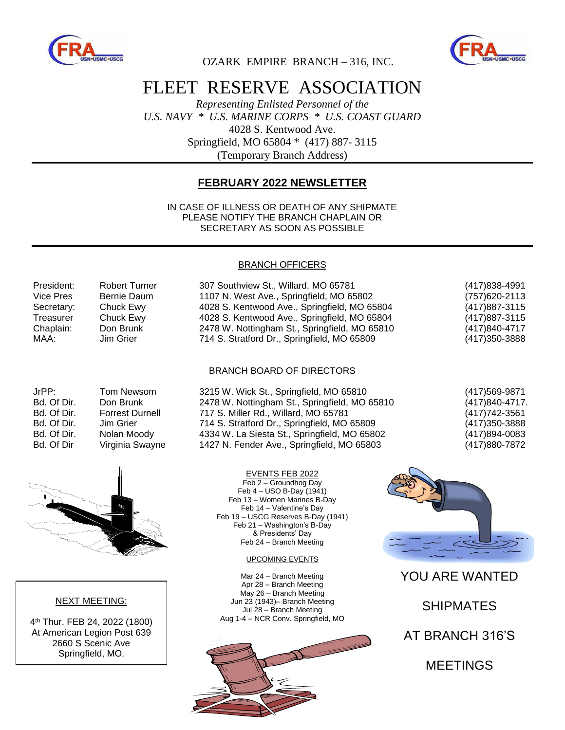OZARK EMPIRE BRANCH – 316, INC.

# FLEET RESERVE ASSOCIATION

*Representing Enlisted Personnel of the*
*U.S. NAVY * U.S. MARINE CORPS * U.S. COAST GUARD*

4028 S. Kentwood Ave.
Springfield, MO 65804 * (417) 887- 3115
(Temporary Branch Address)

## FEBRUARY 2022 NEWSLETTER

IN CASE OF ILLNESS OR DEATH OF ANY SHIPMATE
PLEASE NOTIFY THE BRANCH CHAPLAIN OR
SECRETARY AS SOON AS POSSIBLE

### BRANCH OFFICERS

| | | | |
|---|---|---|---|
| President: | Robert Turner | 307 Southview St., Willard, MO 65781 | (417)838-4991 |
| Vice Pres | Bernie Daum | 1107 N. West Ave., Springfield, MO 65802 | (757)620-2113 |
| Secretary: | Chuck Ewy | 4028 S. Kentwood Ave., Springfield, MO 65804 | (417)887-3115 |
| Treasurer | Chuck Ewy | 4028 S. Kentwood Ave., Springfield, MO 65804 | (417)887-3115 |
| Chaplain: | Don Brunk | 2478 W. Nottingham St., Springfield, MO 65810 | (417)840-4717 |
| MAA: | Jim Grier | 714 S. Stratford Dr., Springfield, MO 65809 | (417)350-3888 |

### BRANCH BOARD OF DIRECTORS

| | | | |
|---|---|---|---|
| JrPP: | Tom Newsom | 3215 W. Wick St., Springfield, MO 65810 | (417)569-9871 |
| Bd. Of Dir. | Don Brunk | 2478 W. Nottingham St., Springfield, MO 65810 | (417)840-4717. |
| Bd. Of Dir. | Forrest Durnell | 717 S. Miller Rd., Willard, MO 65781 | (417)742-3561 |
| Bd. Of Dir. | Jim Grier | 714 S. Stratford Dr., Springfield, MO 65809 | (417)350-3888 |
| Bd. Of Dir. | Nolan Moody | 4334 W. La Siesta St., Springfield, MO 65802 | (417)894-0083 |
| Bd. Of Dir | Virginia Swayne | 1427 N. Fender Ave., Springfield, MO 65803 | (417)880-7872 |

### NEXT MEETING:

4th Thur. FEB 24, 2022 (1800)
At American Legion Post 639
2660 S Scenic Ave
Springfield, MO.

### EVENTS FEB 2022

Feb 2 – Groundhog Day
Feb 4 – USO B-Day (1941)
Feb 13 – Women Marines B-Day
Feb 14 – Valentine's Day
Feb 19 – USCG Reserves B-Day (1941)
Feb 21 – Washington's B-Day
& Presidents' Day
Feb 24 – Branch Meeting

### UPCOMING EVENTS

Mar 24 – Branch Meeting
Apr 28 – Branch Meeting
May 26 – Branch Meeting
Jun 23 (1943)– Branch Meeting
Jul 28 – Branch Meeting
Aug 1-4 – NCR Conv. Springfield, MO

YOU ARE WANTED

SHIPMATES

AT BRANCH 316'S

MEETINGS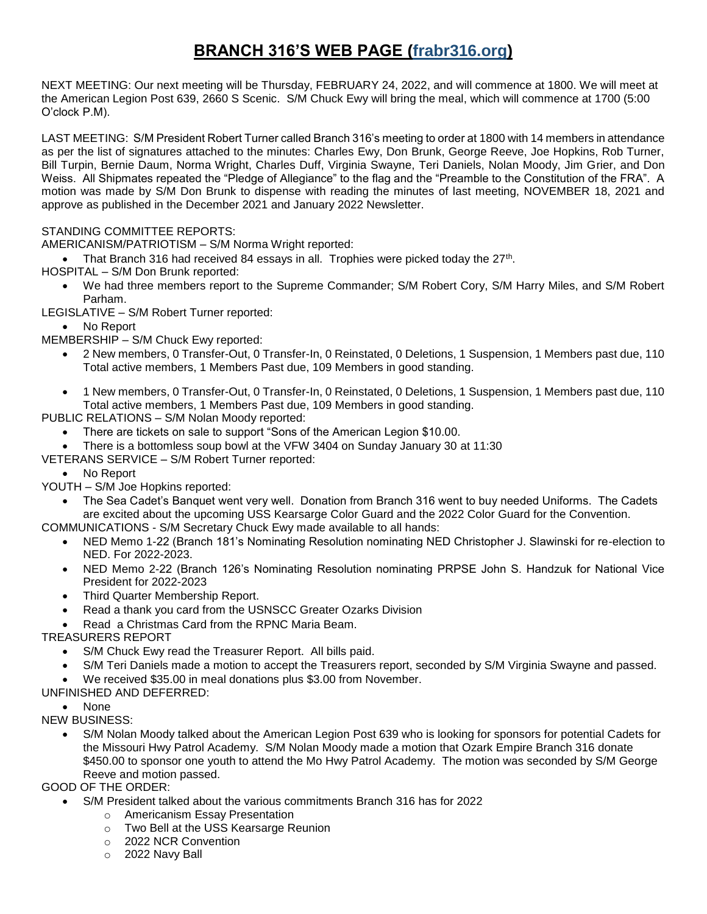# BRANCH 316'S WEB PAGE (frabr316.org)

NEXT MEETING: Our next meeting will be Thursday, FEBRUARY 24, 2022, and will commence at 1800. We will meet at the American Legion Post 639, 2660 S Scenic. S/M Chuck Ewy will bring the meal, which will commence at 1700 (5:00 O'clock P.M).

LAST MEETING: S/M President Robert Turner called Branch 316's meeting to order at 1800 with 14 members in attendance as per the list of signatures attached to the minutes: Charles Ewy, Don Brunk, George Reeve, Joe Hopkins, Rob Turner, Bill Turpin, Bernie Daum, Norma Wright, Charles Duff, Virginia Swayne, Teri Daniels, Nolan Moody, Jim Grier, and Don Weiss. All Shipmates repeated the "Pledge of Allegiance" to the flag and the "Preamble to the Constitution of the FRA". A motion was made by S/M Don Brunk to dispense with reading the minutes of last meeting, NOVEMBER 18, 2021 and approve as published in the December 2021 and January 2022 Newsletter.

STANDING COMMITTEE REPORTS:

AMERICANISM/PATRIOTISM – S/M Norma Wright reported:

- That Branch 316 had received 84 essays in all. Trophies were picked today the 27th.

HOSPITAL – S/M Don Brunk reported:

- We had three members report to the Supreme Commander; S/M Robert Cory, S/M Harry Miles, and S/M Robert Parham.

LEGISLATIVE – S/M Robert Turner reported:

- No Report

MEMBERSHIP – S/M Chuck Ewy reported:

- 2 New members, 0 Transfer-Out, 0 Transfer-In, 0 Reinstated, 0 Deletions, 1 Suspension, 1 Members past due, 110 Total active members, 1 Members Past due, 109 Members in good standing.
- 1 New members, 0 Transfer-Out, 0 Transfer-In, 0 Reinstated, 0 Deletions, 1 Suspension, 1 Members past due, 110 Total active members, 1 Members Past due, 109 Members in good standing.

PUBLIC RELATIONS – S/M Nolan Moody reported:

- There are tickets on sale to support "Sons of the American Legion $10.00.
- There is a bottomless soup bowl at the VFW 3404 on Sunday January 30 at 11:30

VETERANS SERVICE – S/M Robert Turner reported:

- No Report

YOUTH – S/M Joe Hopkins reported:

- The Sea Cadet's Banquet went very well. Donation from Branch 316 went to buy needed Uniforms. The Cadets are excited about the upcoming USS Kearsarge Color Guard and the 2022 Color Guard for the Convention.

COMMUNICATIONS - S/M Secretary Chuck Ewy made available to all hands:

- NED Memo 1-22 (Branch 181's Nominating Resolution nominating NED Christopher J. Slawinski for re-election to NED. For 2022-2023.
- NED Memo 2-22 (Branch 126's Nominating Resolution nominating PRPSE John S. Handzuk for National Vice President for 2022-2023
- Third Quarter Membership Report.
- Read a thank you card from the USNSCC Greater Ozarks Division
- Read a Christmas Card from the RPNC Maria Beam.

TREASURERS REPORT

- S/M Chuck Ewy read the Treasurer Report. All bills paid.
- S/M Teri Daniels made a motion to accept the Treasurers report, seconded by S/M Virginia Swayne and passed.
- We received $35.00 in meal donations plus $3.00 from November.

UNFINISHED AND DEFERRED:

- None

NEW BUSINESS:

- S/M Nolan Moody talked about the American Legion Post 639 who is looking for sponsors for potential Cadets for the Missouri Hwy Patrol Academy. S/M Nolan Moody made a motion that Ozark Empire Branch 316 donate $450.00 to sponsor one youth to attend the Mo Hwy Patrol Academy. The motion was seconded by S/M George Reeve and motion passed.

GOOD OF THE ORDER:

- S/M President talked about the various commitments Branch 316 has for 2022
  - Americanism Essay Presentation
  - Two Bell at the USS Kearsarge Reunion
  - 2022 NCR Convention
  - 2022 Navy Ball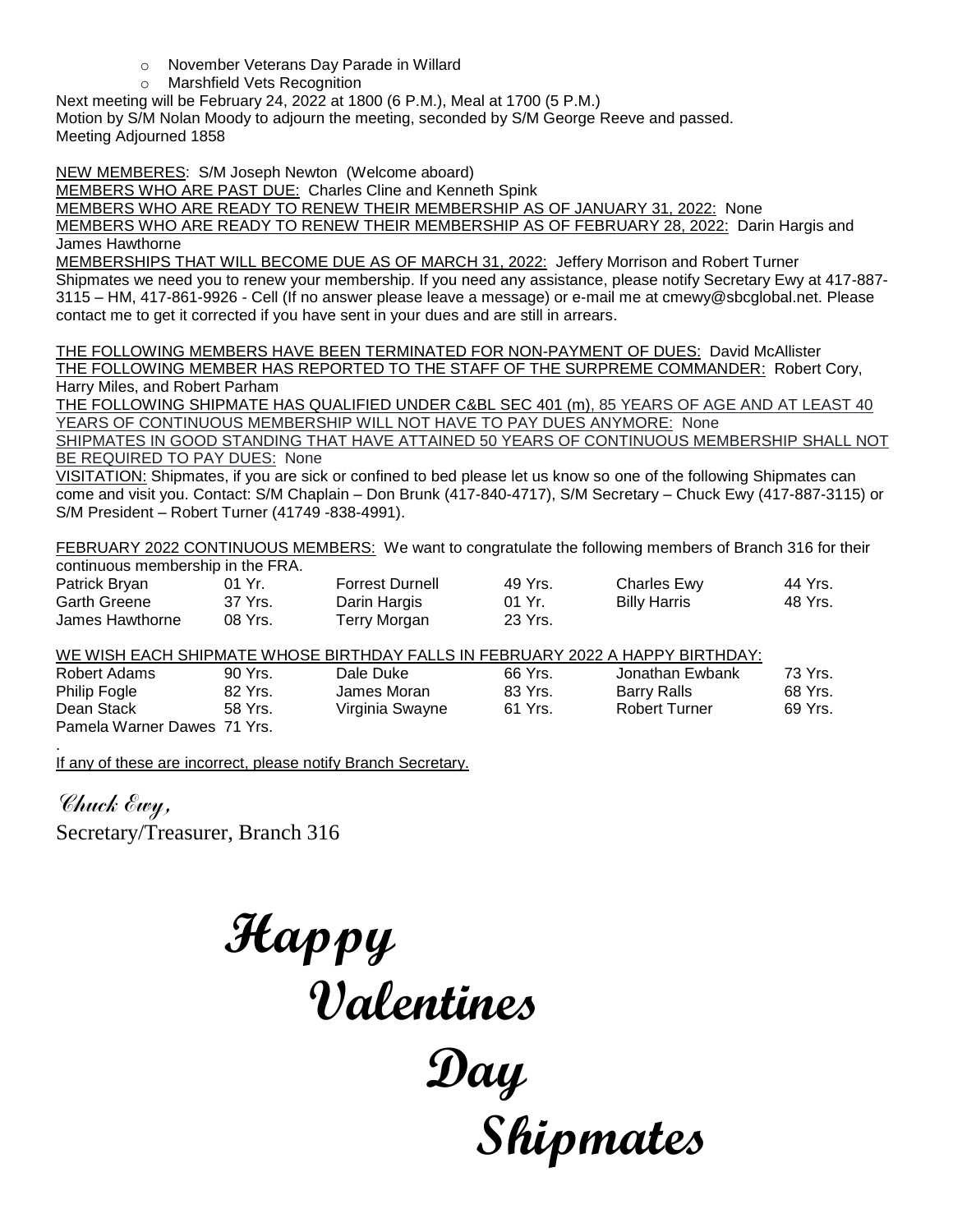- November Veterans Day Parade in Willard
- Marshfield Vets Recognition

Next meeting will be February 24, 2022 at 1800 (6 P.M.), Meal at 1700 (5 P.M.)
Motion by S/M Nolan Moody to adjourn the meeting, seconded by S/M George Reeve and passed.
Meeting Adjourned 1858

NEW MEMBERES: S/M Joseph Newton (Welcome aboard)
MEMBERS WHO ARE PAST DUE: Charles Cline and Kenneth Spink
MEMBERS WHO ARE READY TO RENEW THEIR MEMBERSHIP AS OF JANUARY 31, 2022: None
MEMBERS WHO ARE READY TO RENEW THEIR MEMBERSHIP AS OF FEBRUARY 28, 2022: Darin Hargis and James Hawthorne
MEMBERSHIPS THAT WILL BECOME DUE AS OF MARCH 31, 2022: Jeffery Morrison and Robert Turner
Shipmates we need you to renew your membership. If you need any assistance, please notify Secretary Ewy at 417-887-3115 – HM, 417-861-9926 - Cell (If no answer please leave a message) or e-mail me at cmewy@sbcglobal.net. Please contact me to get it corrected if you have sent in your dues and are still in arrears.

THE FOLLOWING MEMBERS HAVE BEEN TERMINATED FOR NON-PAYMENT OF DUES: David McAllister
THE FOLLOWING MEMBER HAS REPORTED TO THE STAFF OF THE SURPREME COMMANDER: Robert Cory, Harry Miles, and Robert Parham
THE FOLLOWING SHIPMATE HAS QUALIFIED UNDER C&BL SEC 401 (m), 85 YEARS OF AGE AND AT LEAST 40 YEARS OF CONTINUOUS MEMBERSHIP WILL NOT HAVE TO PAY DUES ANYMORE: None
SHIPMATES IN GOOD STANDING THAT HAVE ATTAINED 50 YEARS OF CONTINUOUS MEMBERSHIP SHALL NOT BE REQUIRED TO PAY DUES: None
VISITATION: Shipmates, if you are sick or confined to bed please let us know so one of the following Shipmates can come and visit you. Contact: S/M Chaplain – Don Brunk (417-840-4717), S/M Secretary – Chuck Ewy (417-887-3115) or S/M President – Robert Turner (41749 -838-4991).

FEBRUARY 2022 CONTINUOUS MEMBERS: We want to congratulate the following members of Branch 316 for their continuous membership in the FRA.

| | | | | | |
|---|---|---|---|---|---|
| Patrick Bryan | 01 Yr. | Forrest Durnell | 49 Yrs. | Charles Ewy | 44 Yrs. |
| Garth Greene | 37 Yrs. | Darin Hargis | 01 Yr. | Billy Harris | 48 Yrs. |
| James Hawthorne | 08 Yrs. | Terry Morgan | 23 Yrs. | | |

WE WISH EACH SHIPMATE WHOSE BIRTHDAY FALLS IN FEBRUARY 2022 A HAPPY BIRTHDAY:

| | | | | | |
|---|---|---|---|---|---|
| Robert Adams | 90 Yrs. | Dale Duke | 66 Yrs. | Jonathan Ewbank | 73 Yrs. |
| Philip Fogle | 82 Yrs. | James Moran | 83 Yrs. | Barry Ralls | 68 Yrs. |
| Dean Stack | 58 Yrs. | Virginia Swayne | 61 Yrs. | Robert Turner | 69 Yrs. |
| Pamela Warner Dawes | 71 Yrs. | | | | |

If any of these are incorrect, please notify Branch Secretary.

*Chuck Ewy,*
Secretary/Treasurer, Branch 316

**Happy Valentines Day Shipmates**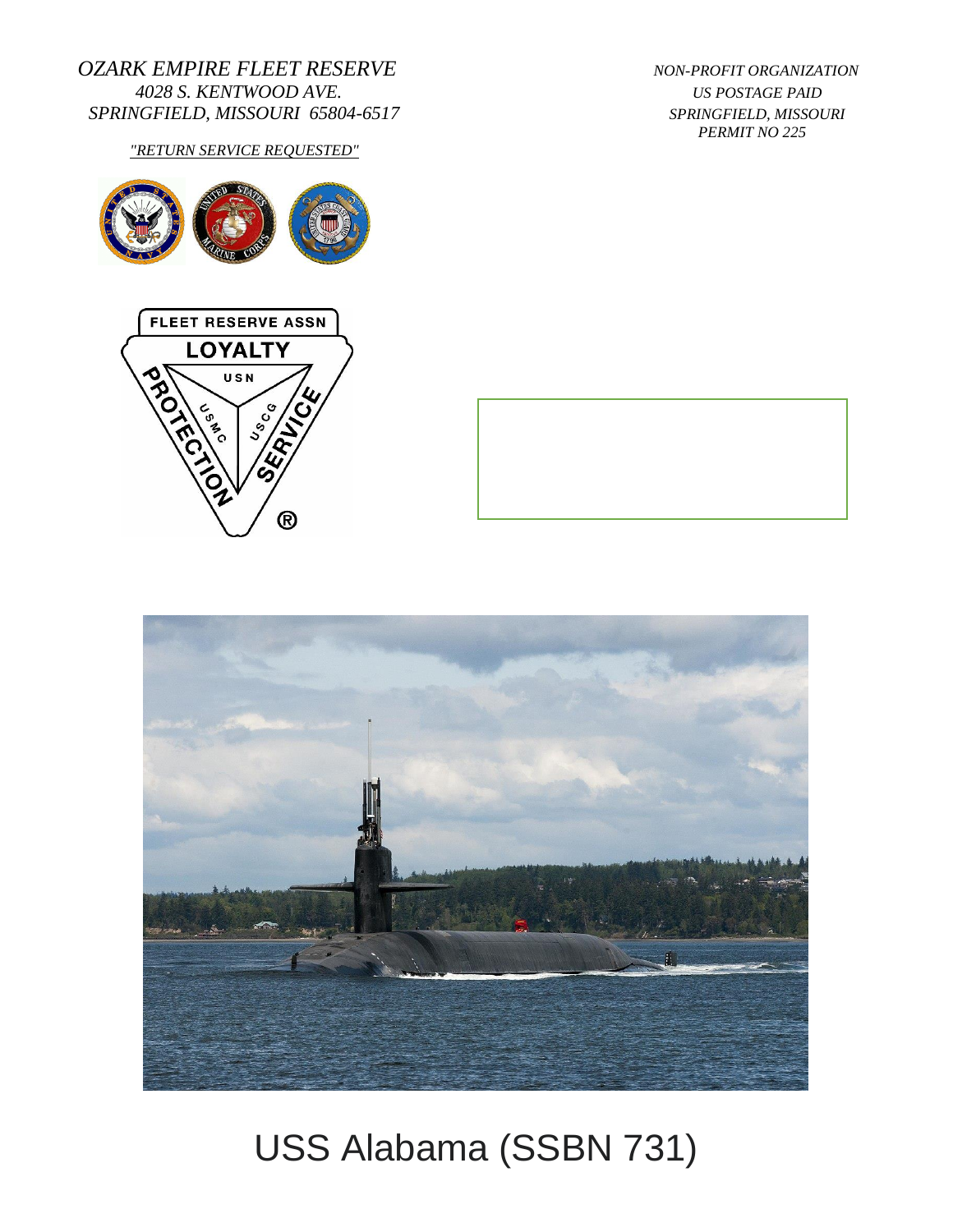*OZARK EMPIRE FLEET RESERVE*
*4028 S. KENTWOOD AVE.*
*SPRINGFIELD, MISSOURI 65804-6517*

*"RETURN SERVICE REQUESTED"*

*NON-PROFIT ORGANIZATION*
*US POSTAGE PAID*
*SPRINGFIELD, MISSOURI*
*PERMIT NO 225*

FLEET RESERVE ASSN

LOYALTY

PROTECTION

SERVICE

USN USMC USCG

USS Alabama (SSBN 731)